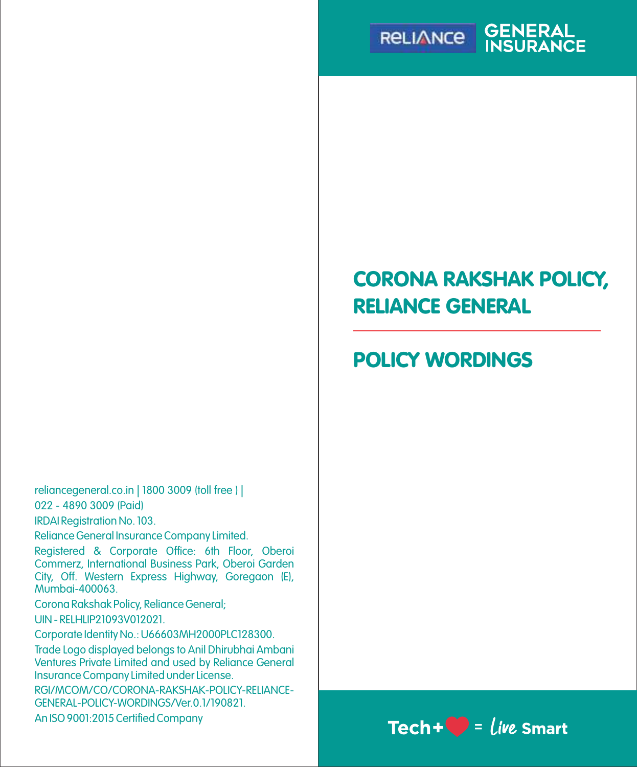RELIANCE GENERAL INSURANCE

# CORONA RAKSHAK POLICY, RELIANCE GENERAL

# POLICY WORDINGS

Tech+ ❤ = Live Smart

reliancegeneral.co.in | 1800 3009 (toll free ) |

022 - 4890 3009 (Paid)

IRDAI Registration No. 103.

Reliance General Insurance Company Limited.

Registered & Corporate Office: 6th Floor, Oberoi Commerz, International Business Park, Oberoi Garden City, Off. Western Express Highway, Goregaon (E), Mumbai-400063.

Corona Rakshak Policy, Reliance General;

UIN - RELHLIP21093V012021.

Corporate Identity No.: U66603MH2000PLC128300.

Trade Logo displayed belongs to Anil Dhirubhai Ambani Ventures Private Limited and used by Reliance General Insurance Company Limited under License.

RGI/MCOM/CO/CORONA-RAKSHAK-POLICY-RELIANCE-GENERAL-POLICY-WORDINGS/Ver.0.1/190821.

An ISO 9001:2015 Certified Company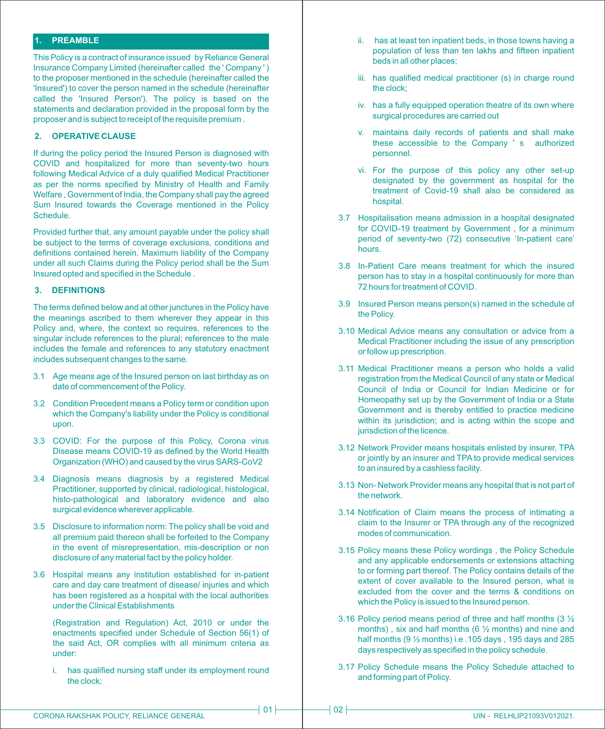## 1. PREAMBLE

This Policy is a contract of insurance issued by Reliance General Insurance Company Limited (hereinafter called the ' Company ' ) to the proposer mentioned in the schedule (hereinafter called the 'Insured') to cover the person named in the schedule (hereinafter called the 'Insured Person'). The policy is based on the statements and declaration provided in the proposal form by the proposer and is subject to receipt of the requisite premium .

## 2. OPERATIVE CLAUSE

If during the policy period the Insured Person is diagnosed with COVID and hospitalized for more than seventy-two hours following Medical Advice of a duly qualified Medical Practitioner as per the norms specified by Ministry of Health and Family Welfare , Government of India, the Company shall pay the agreed Sum Insured towards the Coverage mentioned in the Policy Schedule.

Provided further that, any amount payable under the policy shall be subject to the terms of coverage exclusions, conditions and definitions contained herein. Maximum liability of the Company under all such Claims during the Policy period shall be the Sum Insured opted and specified in the Schedule .

## 3. DEFINITIONS

The terms defined below and at other junctures in the Policy have the meanings ascribed to them wherever they appear in this Policy and, where, the context so requires, references to the singular include references to the plural; references to the male includes the female and references to any statutory enactment includes subsequent changes to the same.

3.1 Age means age of the Insured person on last birthday as on date of commencement of the Policy.

3.2 Condition Precedent means a Policy term or condition upon which the Company's liability under the Policy is conditional upon.

3.3 COVID: For the purpose of this Policy, Corona virus Disease means COVID-19 as defined by the World Health Organization (WHO) and caused by the virus SARS-CoV2

3.4 Diagnosis means diagnosis by a registered Medical Practitioner, supported by clinical, radiological, histological, histo-pathological and laboratory evidence and also surgical evidence wherever applicable.

3.5 Disclosure to information norm: The policy shall be void and all premium paid thereon shall be forfeited to the Company in the event of misrepresentation, mis-description or non disclosure of any material fact by the policy holder.

3.6 Hospital means any institution established for in-patient care and day care treatment of disease/ injuries and which has been registered as a hospital with the local authorities under the Clinical Establishments

(Registration and Regulation) Act, 2010 or under the enactments specified under Schedule of Section 56(1) of the said Act, OR complies with all minimum criteria as under:

i. has qualified nursing staff under its employment round the clock;

ii. has at least ten inpatient beds, in those towns having a population of less than ten lakhs and fifteen inpatient beds in all other places;

iii. has qualified medical practitioner (s) in charge round the clock;

iv. has a fully equipped operation theatre of its own where surgical procedures are carried out

v. maintains daily records of patients and shall make these accessible to the Company ' s authorized personnel.

vi. For the purpose of this policy any other set-up designated by the government as hospital for the treatment of Covid-19 shall also be considered as hospital.

3.7 Hospitalisation means admission in a hospital designated for COVID-19 treatment by Government , for a minimum period of seventy-two (72) consecutive 'In-patient care' hours.

3.8 In-Patient Care means treatment for which the insured person has to stay in a hospital continuously for more than 72 hours for treatment of COVID.

3.9 Insured Person means person(s) named in the schedule of the Policy.

3.10 Medical Advice means any consultation or advice from a Medical Practitioner including the issue of any prescription or follow up prescription.

3.11 Medical Practitioner means a person who holds a valid registration from the Medical Council of any state or Medical Council of India or Council for Indian Medicine or for Homeopathy set up by the Government of India or a State Government and is thereby entitled to practice medicine within its jurisdiction; and is acting within the scope and jurisdiction of the licence.

3.12 Network Provider means hospitals enlisted by insurer, TPA or jointly by an insurer and TPA to provide medical services to an insured by a cashless facility.

3.13 Non- Network Provider means any hospital that is not part of the network.

3.14 Notification of Claim means the process of intimating a claim to the Insurer or TPA through any of the recognized modes of communication.

3.15 Policy means these Policy wordings , the Policy Schedule and any applicable endorsements or extensions attaching to or forming part thereof. The Policy contains details of the extent of cover available to the Insured person, what is excluded from the cover and the terms & conditions on which the Policy is issued to the Insured person.

3.16 Policy period means period of three and half months (3 ½ months) , six and half months (6 ½ months) and nine and half months (9 ½ months) i.e .105 days , 195 days and 285 days respectively as specified in the policy schedule.

3.17 Policy Schedule means the Policy Schedule attached to and forming part of Policy.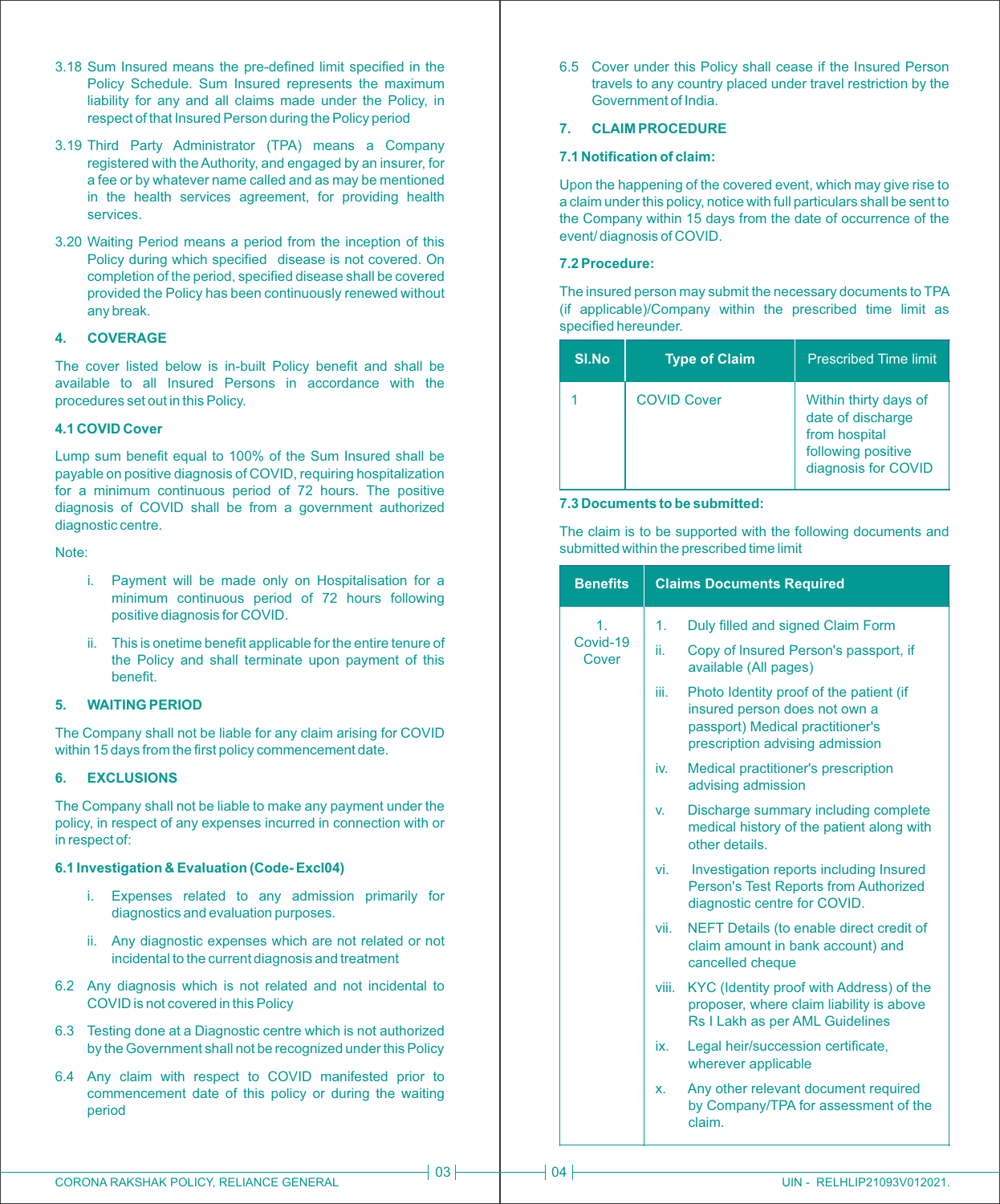3.18 Sum Insured means the pre-defined limit specified in the Policy Schedule. Sum Insured represents the maximum liability for any and all claims made under the Policy, in respect of that Insured Person during the Policy period

3.19 Third Party Administrator (TPA) means a Company registered with the Authority, and engaged by an insurer, for a fee or by whatever name called and as may be mentioned in the health services agreement, for providing health services.

3.20 Waiting Period means a period from the inception of this Policy during which specified disease is not covered. On completion of the period, specified disease shall be covered provided the Policy has been continuously renewed without any break.

## 4. COVERAGE

The cover listed below is in-built Policy benefit and shall be available to all Insured Persons in accordance with the procedures set out in this Policy.

### 4.1 COVID Cover

Lump sum benefit equal to 100% of the Sum Insured shall be payable on positive diagnosis of COVID, requiring hospitalization for a minimum continuous period of 72 hours. The positive diagnosis of COVID shall be from a government authorized diagnostic centre.

Note:

i. Payment will be made only on Hospitalisation for a minimum continuous period of 72 hours following positive diagnosis for COVID.

ii. This is onetime benefit applicable for the entire tenure of the Policy and shall terminate upon payment of this benefit.

## 5. WAITING PERIOD

The Company shall not be liable for any claim arising for COVID within 15 days from the first policy commencement date.

## 6. EXCLUSIONS

The Company shall not be liable to make any payment under the policy, in respect of any expenses incurred in connection with or in respect of:

### 6.1 Investigation & Evaluation (Code- Excl04)

i. Expenses related to any admission primarily for diagnostics and evaluation purposes.

ii. Any diagnostic expenses which are not related or not incidental to the current diagnosis and treatment

6.2 Any diagnosis which is not related and not incidental to COVID is not covered in this Policy

6.3 Testing done at a Diagnostic centre which is not authorized by the Government shall not be recognized under this Policy

6.4 Any claim with respect to COVID manifested prior to commencement date of this policy or during the waiting period

6.5 Cover under this Policy shall cease if the Insured Person travels to any country placed under travel restriction by the Government of India.

## 7. CLAIM PROCEDURE

### 7.1 Notification of claim:

Upon the happening of the covered event, which may give rise to a claim under this policy, notice with full particulars shall be sent to the Company within 15 days from the date of occurrence of the event/ diagnosis of COVID.

### 7.2 Procedure:

The insured person may submit the necessary documents to TPA (if applicable)/Company within the prescribed time limit as specified hereunder.

| Sl.No | Type of Claim | Prescribed Time limit |
|---|---|---|
| 1 | COVID Cover | Within thirty days of date of discharge from hospital following positive diagnosis for COVID |

### 7.3 Documents to be submitted:

The claim is to be supported with the following documents and submitted within the prescribed time limit

| Benefits | Claims Documents Required |
|---|---|
| 1. Covid-19 Cover | 1. Duly filled and signed Claim Form<br>ii. Copy of Insured Person's passport, if available (All pages)<br>iii. Photo Identity proof of the patient (if insured person does not own a passport) Medical practitioner's prescription advising admission<br>iv. Medical practitioner's prescription advising admission<br>v. Discharge summary including complete medical history of the patient along with other details.<br>vi. Investigation reports including Insured Person's Test Reports from Authorized diagnostic centre for COVID.<br>vii. NEFT Details (to enable direct credit of claim amount in bank account) and cancelled cheque<br>viii. KYC (Identity proof with Address) of the proposer, where claim liability is above Rs I Lakh as per AML Guidelines<br>ix. Legal heir/succession certificate, wherever applicable<br>x. Any other relevant document required by Company/TPA for assessment of the claim. |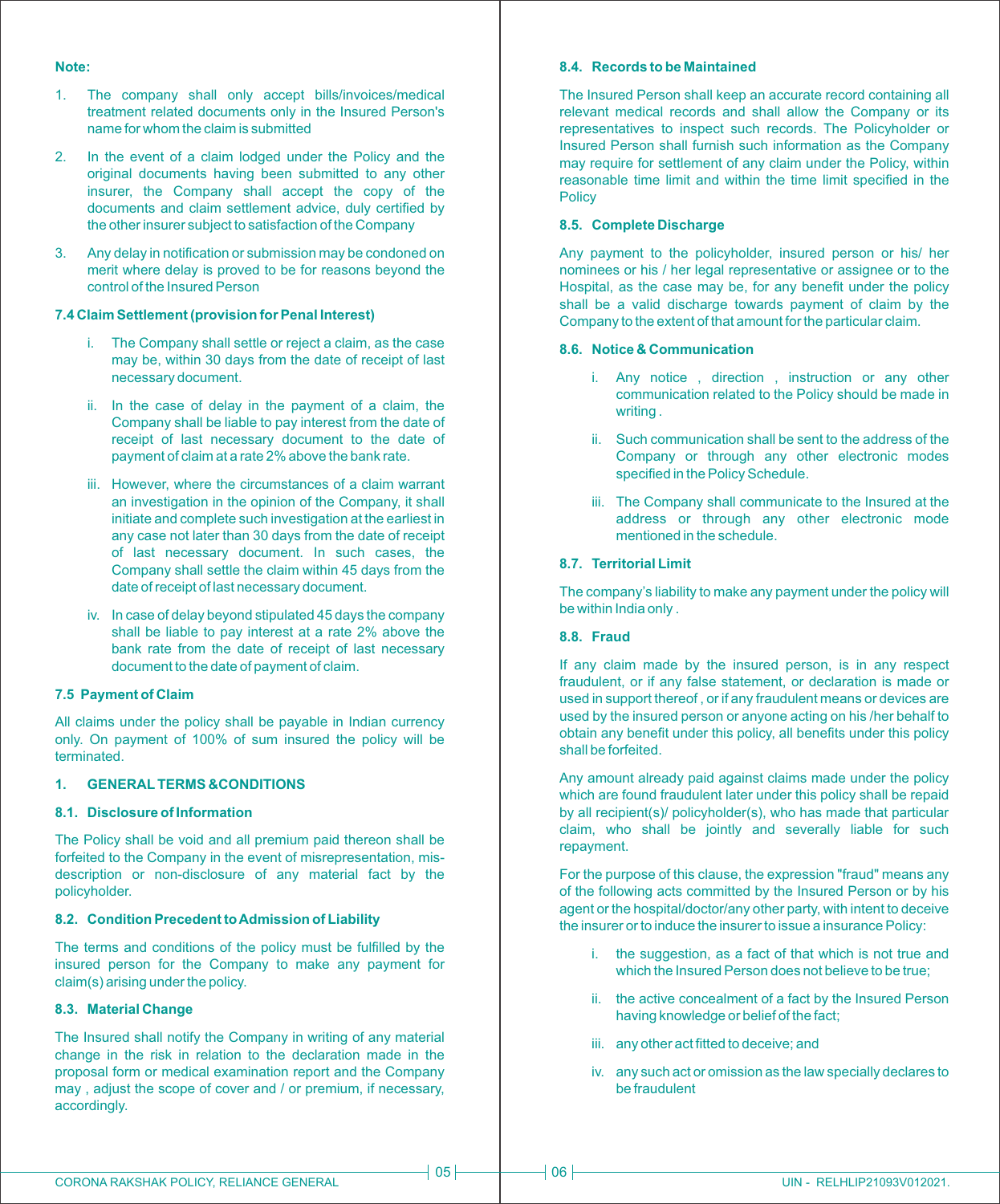**Note:**

1. The company shall only accept bills/invoices/medical treatment related documents only in the Insured Person's name for whom the claim is submitted
2. In the event of a claim lodged under the Policy and the original documents having been submitted to any other insurer, the Company shall accept the copy of the documents and claim settlement advice, duly certified by the other insurer subject to satisfaction of the Company
3. Any delay in notification or submission may be condoned on merit where delay is proved to be for reasons beyond the control of the Insured Person

### 7.4 Claim Settlement (provision for Penal Interest)

i. The Company shall settle or reject a claim, as the case may be, within 30 days from the date of receipt of last necessary document.

ii. In the case of delay in the payment of a claim, the Company shall be liable to pay interest from the date of receipt of last necessary document to the date of payment of claim at a rate 2% above the bank rate.

iii. However, where the circumstances of a claim warrant an investigation in the opinion of the Company, it shall initiate and complete such investigation at the earliest in any case not later than 30 days from the date of receipt of last necessary document. In such cases, the Company shall settle the claim within 45 days from the date of receipt of last necessary document.

iv. In case of delay beyond stipulated 45 days the company shall be liable to pay interest at a rate 2% above the bank rate from the date of receipt of last necessary document to the date of payment of claim.

### 7.5 Payment of Claim

All claims under the policy shall be payable in Indian currency only. On payment of 100% of sum insured the policy will be terminated.

## 1. GENERAL TERMS &CONDITIONS

### 8.1. Disclosure of Information

The Policy shall be void and all premium paid thereon shall be forfeited to the Company in the event of misrepresentation, mis-description or non-disclosure of any material fact by the policyholder.

### 8.2. Condition Precedent to Admission of Liability

The terms and conditions of the policy must be fulfilled by the insured person for the Company to make any payment for claim(s) arising under the policy.

### 8.3. Material Change

The Insured shall notify the Company in writing of any material change in the risk in relation to the declaration made in the proposal form or medical examination report and the Company may , adjust the scope of cover and / or premium, if necessary, accordingly.

### 8.4. Records to be Maintained

The Insured Person shall keep an accurate record containing all relevant medical records and shall allow the Company or its representatives to inspect such records. The Policyholder or Insured Person shall furnish such information as the Company may require for settlement of any claim under the Policy, within reasonable time limit and within the time limit specified in the Policy

### 8.5. Complete Discharge

Any payment to the policyholder, insured person or his/ her nominees or his / her legal representative or assignee or to the Hospital, as the case may be, for any benefit under the policy shall be a valid discharge towards payment of claim by the Company to the extent of that amount for the particular claim.

### 8.6. Notice & Communication

i. Any notice , direction , instruction or any other communication related to the Policy should be made in writing .

ii. Such communication shall be sent to the address of the Company or through any other electronic modes specified in the Policy Schedule.

iii. The Company shall communicate to the Insured at the address or through any other electronic mode mentioned in the schedule.

### 8.7. Territorial Limit

The company's liability to make any payment under the policy will be within India only .

### 8.8. Fraud

If any claim made by the insured person, is in any respect fraudulent, or if any false statement, or declaration is made or used in support thereof , or if any fraudulent means or devices are used by the insured person or anyone acting on his /her behalf to obtain any benefit under this policy, all benefits under this policy shall be forfeited.

Any amount already paid against claims made under the policy which are found fraudulent later under this policy shall be repaid by all recipient(s)/ policyholder(s), who has made that particular claim, who shall be jointly and severally liable for such repayment.

For the purpose of this clause, the expression "fraud" means any of the following acts committed by the Insured Person or by his agent or the hospital/doctor/any other party, with intent to deceive the insurer or to induce the insurer to issue a insurance Policy:

i. the suggestion, as a fact of that which is not true and which the Insured Person does not believe to be true;

ii. the active concealment of a fact by the Insured Person having knowledge or belief of the fact;

iii. any other act fitted to deceive; and

iv. any such act or omission as the law specially declares to be fraudulent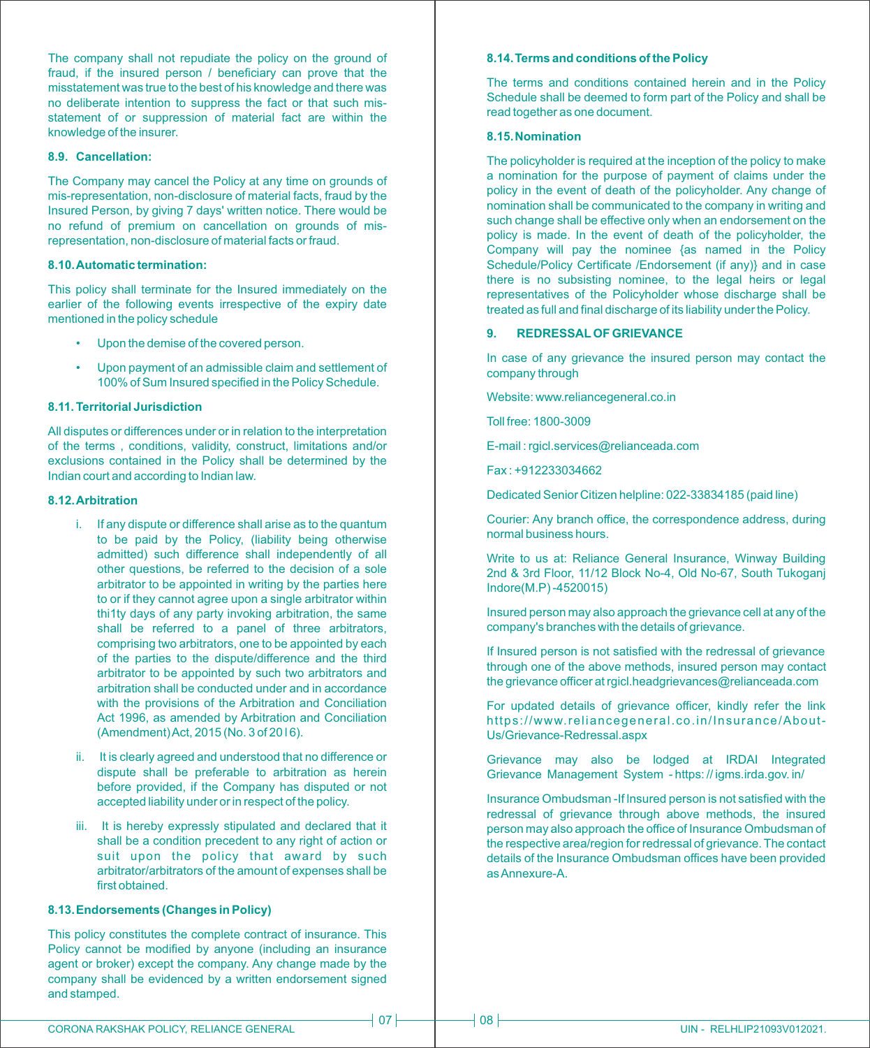The company shall not repudiate the policy on the ground of fraud, if the insured person / beneficiary can prove that the misstatement was true to the best of his knowledge and there was no deliberate intention to suppress the fact or that such mis-statement of or suppression of material fact are within the knowledge of the insurer.

### 8.9. Cancellation:

The Company may cancel the Policy at any time on grounds of mis-representation, non-disclosure of material facts, fraud by the Insured Person, by giving 7 days' written notice. There would be no refund of premium on cancellation on grounds of mis-representation, non-disclosure of material facts or fraud.

### 8.10. Automatic termination:

This policy shall terminate for the Insured immediately on the earlier of the following events irrespective of the expiry date mentioned in the policy schedule

- Upon the demise of the covered person.
- Upon payment of an admissible claim and settlement of 100% of Sum Insured specified in the Policy Schedule.

### 8.11. Territorial Jurisdiction

All disputes or differences under or in relation to the interpretation of the terms , conditions, validity, construct, limitations and/or exclusions contained in the Policy shall be determined by the Indian court and according to Indian law.

### 8.12. Arbitration

i. If any dispute or difference shall arise as to the quantum to be paid by the Policy, (liability being otherwise admitted) such difference shall independently of all other questions, be referred to the decision of a sole arbitrator to be appointed in writing by the parties here to or if they cannot agree upon a single arbitrator within thi1ty days of any party invoking arbitration, the same shall be referred to a panel of three arbitrators, comprising two arbitrators, one to be appointed by each of the parties to the dispute/difference and the third arbitrator to be appointed by such two arbitrators and arbitration shall be conducted under and in accordance with the provisions of the Arbitration and Conciliation Act 1996, as amended by Arbitration and Conciliation (Amendment) Act, 2015 (No. 3 of 2016).

ii. It is clearly agreed and understood that no difference or dispute shall be preferable to arbitration as herein before provided, if the Company has disputed or not accepted liability under or in respect of the policy.

iii. It is hereby expressly stipulated and declared that it shall be a condition precedent to any right of action or suit upon the policy that award by such arbitrator/arbitrators of the amount of expenses shall be first obtained.

### 8.13. Endorsements (Changes in Policy)

This policy constitutes the complete contract of insurance. This Policy cannot be modified by anyone (including an insurance agent or broker) except the company. Any change made by the company shall be evidenced by a written endorsement signed and stamped.

### 8.14. Terms and conditions of the Policy

The terms and conditions contained herein and in the Policy Schedule shall be deemed to form part of the Policy and shall be read together as one document.

### 8.15. Nomination

The policyholder is required at the inception of the policy to make a nomination for the purpose of payment of claims under the policy in the event of death of the policyholder. Any change of nomination shall be communicated to the company in writing and such change shall be effective only when an endorsement on the policy is made. In the event of death of the policyholder, the Company will pay the nominee {as named in the Policy Schedule/Policy Certificate /Endorsement (if any)} and in case there is no subsisting nominee, to the legal heirs or legal representatives of the Policyholder whose discharge shall be treated as full and final discharge of its liability under the Policy.

## 9. REDRESSAL OF GRIEVANCE

In case of any grievance the insured person may contact the company through

Website: www.reliancegeneral.co.in

Toll free: 1800-3009

E-mail : rgicl.services@relianceada.com

Fax : +912233034662

Dedicated Senior Citizen helpline: 022-33834185 (paid line)

Courier: Any branch office, the correspondence address, during normal business hours.

Write to us at: Reliance General Insurance, Winway Building 2nd & 3rd Floor, 11/12 Block No-4, Old No-67, South Tukoganj Indore(M.P) -4520015)

Insured person may also approach the grievance cell at any of the company's branches with the details of grievance.

If Insured person is not satisfied with the redressal of grievance through one of the above methods, insured person may contact the grievance officer at rgicl.headgrievances@relianceada.com

For updated details of grievance officer, kindly refer the link https://www.reliancegeneral.co.in/Insurance/About-Us/Grievance-Redressal.aspx

Grievance may also be lodged at IRDAI Integrated Grievance Management System - https: // igms.irda.gov. in/

Insurance Ombudsman -If Insured person is not satisfied with the redressal of grievance through above methods, the insured person may also approach the office of Insurance Ombudsman of the respective area/region for redressal of grievance. The contact details of the Insurance Ombudsman offices have been provided as Annexure-A.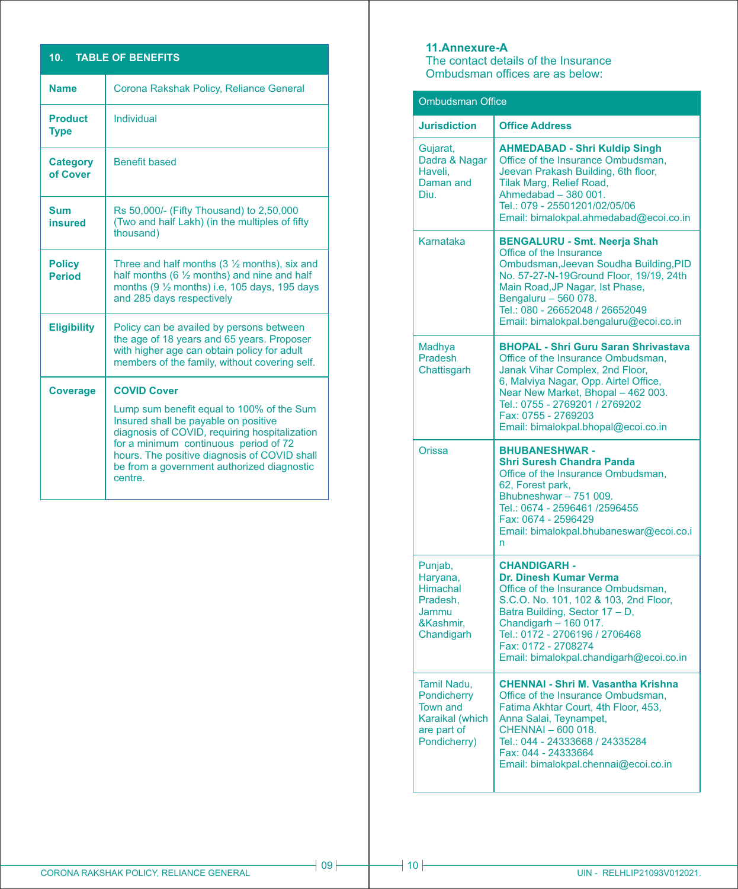## 10. TABLE OF BENEFITS

| | |
|---|---|
| **Name** | Corona Rakshak Policy, Reliance General |
| **Product Type** | Individual |
| **Category of Cover** | Benefit based |
| **Sum insured** | Rs 50,000/- (Fifty Thousand) to 2,50,000 (Two and half Lakh) (in the multiples of fifty thousand) |
| **Policy Period** | Three and half months (3 ½ months), six and half months (6 ½ months) and nine and half months (9 ½ months) i.e, 105 days, 195 days and 285 days respectively |
| **Eligibility** | Policy can be availed by persons between the age of 18 years and 65 years. Proposer with higher age can obtain policy for adult members of the family, without covering self. |
| **Coverage** | **COVID Cover**<br>Lump sum benefit equal to 100% of the Sum Insured shall be payable on positive diagnosis of COVID, requiring hospitalization for a minimum continuous period of 72 hours. The positive diagnosis of COVID shall be from a government authorized diagnostic centre. |

## 11.Annexure-A

The contact details of the Insurance Ombudsman offices are as below:

| Ombudsman Office | |
|---|---|
| **Jurisdiction** | **Office Address** |
| Gujarat, Dadra & Nagar Haveli, Daman and Diu. | **AHMEDABAD - Shri Kuldip Singh**<br>Office of the Insurance Ombudsman, Jeevan Prakash Building, 6th floor, Tilak Marg, Relief Road, Ahmedabad – 380 001.<br>Tel.: 079 - 25501201/02/05/06<br>Email: bimalokpal.ahmedabad@ecoi.co.in |
| Karnataka | **BENGALURU - Smt. Neerja Shah**<br>Office of the Insurance Ombudsman,Jeevan Soudha Building,PID No. 57-27-N-19Ground Floor, 19/19, 24th Main Road,JP Nagar, Ist Phase, Bengaluru – 560 078.<br>Tel.: 080 - 26652048 / 26652049<br>Email: bimalokpal.bengaluru@ecoi.co.in |
| Madhya Pradesh Chattisgarh | **BHOPAL - Shri Guru Saran Shrivastava**<br>Office of the Insurance Ombudsman, Janak Vihar Complex, 2nd Floor, 6, Malviya Nagar, Opp. Airtel Office, Near New Market, Bhopal – 462 003.<br>Tel.: 0755 - 2769201 / 2769202<br>Fax: 0755 - 2769203<br>Email: bimalokpal.bhopal@ecoi.co.in |
| Orissa | **BHUBANESHWAR - Shri Suresh Chandra Panda**<br>Office of the Insurance Ombudsman, 62, Forest park, Bhubneshwar – 751 009.<br>Tel.: 0674 - 2596461 /2596455<br>Fax: 0674 - 2596429<br>Email: bimalokpal.bhubaneswar@ecoi.co.in |
| Punjab, Haryana, Himachal Pradesh, Jammu &Kashmir, Chandigarh | **CHANDIGARH - Dr. Dinesh Kumar Verma**<br>Office of the Insurance Ombudsman, S.C.O. No. 101, 102 & 103, 2nd Floor, Batra Building, Sector 17 – D, Chandigarh – 160 017.<br>Tel.: 0172 - 2706196 / 2706468<br>Fax: 0172 - 2708274<br>Email: bimalokpal.chandigarh@ecoi.co.in |
| Tamil Nadu, Pondicherry Town and Karaikal (which are part of Pondicherry) | **CHENNAI - Shri M. Vasantha Krishna**<br>Office of the Insurance Ombudsman, Fatima Akhtar Court, 4th Floor, 453, Anna Salai, Teynampet, CHENNAI – 600 018.<br>Tel.: 044 - 24333668 / 24335284<br>Fax: 044 - 24333664<br>Email: bimalokpal.chennai@ecoi.co.in |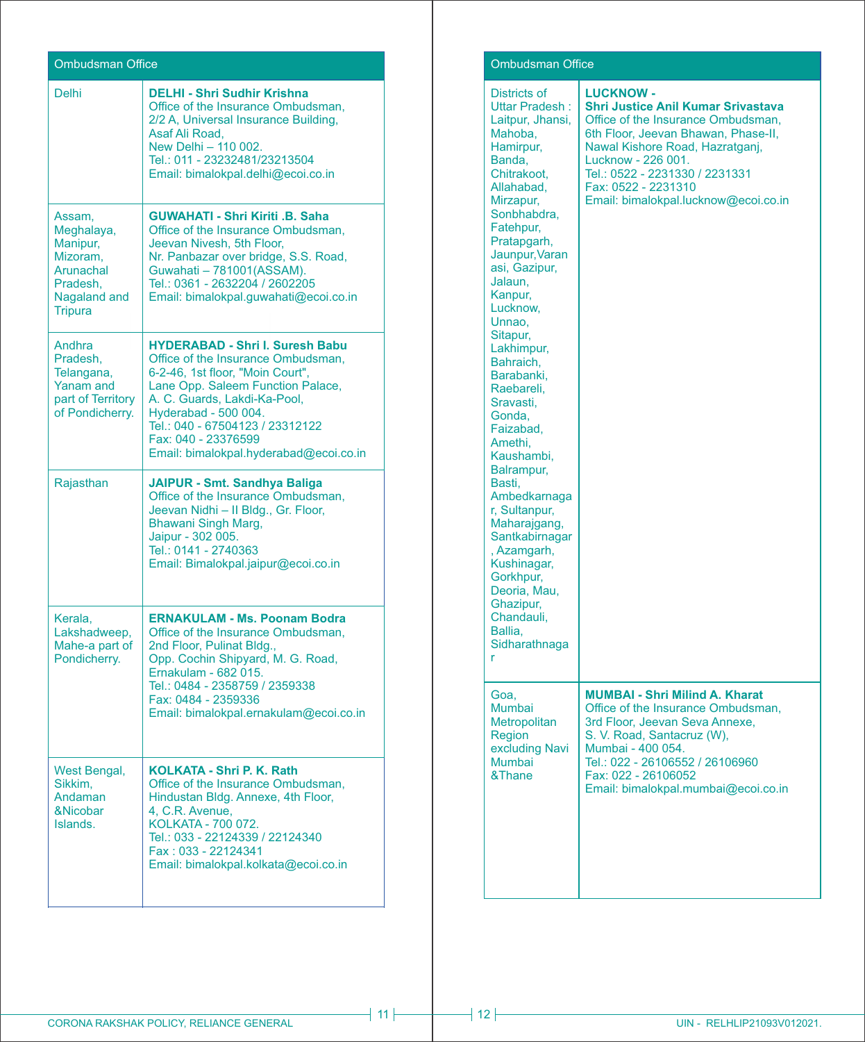| Ombudsman Office | |
|---|---|
| Delhi | **DELHI - Shri Sudhir Krishna**<br>Office of the Insurance Ombudsman,<br>2/2 A, Universal Insurance Building,<br>Asaf Ali Road,<br>New Delhi – 110 002.<br>Tel.: 011 - 23232481/23213504<br>Email: bimalokpal.delhi@ecoi.co.in |
| Assam, Meghalaya, Manipur, Mizoram, Arunachal Pradesh, Nagaland and Tripura | **GUWAHATI - Shri Kiriti .B. Saha**<br>Office of the Insurance Ombudsman,<br>Jeevan Nivesh, 5th Floor,<br>Nr. Panbazar over bridge, S.S. Road,<br>Guwahati – 781001(ASSAM).<br>Tel.: 0361 - 2632204 / 2602205<br>Email: bimalokpal.guwahati@ecoi.co.in |
| Andhra Pradesh, Telangana, Yanam and part of Territory of Pondicherry. | **HYDERABAD - Shri I. Suresh Babu**<br>Office of the Insurance Ombudsman,<br>6-2-46, 1st floor, "Moin Court",<br>Lane Opp. Saleem Function Palace,<br>A. C. Guards, Lakdi-Ka-Pool,<br>Hyderabad - 500 004.<br>Tel.: 040 - 67504123 / 23312122<br>Fax: 040 - 23376599<br>Email: bimalokpal.hyderabad@ecoi.co.in |
| Rajasthan | **JAIPUR - Smt. Sandhya Baliga**<br>Office of the Insurance Ombudsman,<br>Jeevan Nidhi – II Bldg., Gr. Floor,<br>Bhawani Singh Marg,<br>Jaipur - 302 005.<br>Tel.: 0141 - 2740363<br>Email: Bimalokpal.jaipur@ecoi.co.in |
| Kerala, Lakshadweep, Mahe-a part of Pondicherry. | **ERNAKULAM - Ms. Poonam Bodra**<br>Office of the Insurance Ombudsman,<br>2nd Floor, Pulinat Bldg.,<br>Opp. Cochin Shipyard, M. G. Road,<br>Ernakulam - 682 015.<br>Tel.: 0484 - 2358759 / 2359338<br>Fax: 0484 - 2359336<br>Email: bimalokpal.ernakulam@ecoi.co.in |
| West Bengal, Sikkim, Andaman &Nicobar Islands. | **KOLKATA - Shri P. K. Rath**<br>Office of the Insurance Ombudsman,<br>Hindustan Bldg. Annexe, 4th Floor,<br>4, C.R. Avenue,<br>KOLKATA - 700 072.<br>Tel.: 033 - 22124339 / 22124340<br>Fax : 033 - 22124341<br>Email: bimalokpal.kolkata@ecoi.co.in |

| Ombudsman Office | |
|---|---|
| Districts of Uttar Pradesh : Laitpur, Jhansi, Mahoba, Hamirpur, Banda, Chitrakoot, Allahabad, Mirzapur, Sonbhabdra, Fatehpur, Pratapgarh, Jaunpur,Varanasi, Gazipur, Jalaun, Kanpur, Lucknow, Unnao, Sitapur, Lakhimpur, Bahraich, Barabanki, Raebareli, Sravasti, Gonda, Faizabad, Amethi, Kaushambi, Balrampur, Basti, Ambedkarnagar, Sultanpur, Maharajgang, Santkabirnagar, Azamgarh, Kushinagar, Gorkhpur, Deoria, Mau, Ghazipur, Chandauli, Ballia, Sidharathnagar | **LUCKNOW - Shri Justice Anil Kumar Srivastava**<br>Office of the Insurance Ombudsman,<br>6th Floor, Jeevan Bhawan, Phase-II,<br>Nawal Kishore Road, Hazratganj,<br>Lucknow - 226 001.<br>Tel.: 0522 - 2231330 / 2231331<br>Fax: 0522 - 2231310<br>Email: bimalokpal.lucknow@ecoi.co.in |
| Goa, Mumbai Metropolitan Region excluding Navi Mumbai &Thane | **MUMBAI - Shri Milind A. Kharat**<br>Office of the Insurance Ombudsman,<br>3rd Floor, Jeevan Seva Annexe,<br>S. V. Road, Santacruz (W),<br>Mumbai - 400 054.<br>Tel.: 022 - 26106552 / 26106960<br>Fax: 022 - 26106052<br>Email: bimalokpal.mumbai@ecoi.co.in |